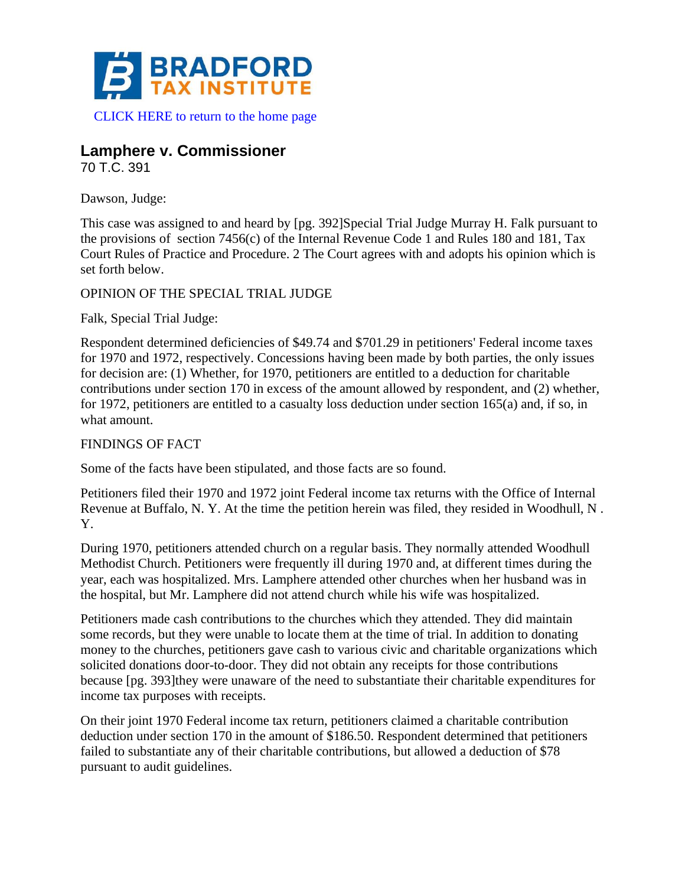BRADFORD TAX INSTITUTE

CLICK HERE to return to the home page

## Lamphere v. Commissioner

70 T.C. 391

Dawson, Judge:

This case was assigned to and heard by [pg. 392]Special Trial Judge Murray H. Falk pursuant to the provisions of section 7456(c) of the Internal Revenue Code 1 and Rules 180 and 181, Tax Court Rules of Practice and Procedure. 2 The Court agrees with and adopts his opinion which is set forth below.

OPINION OF THE SPECIAL TRIAL JUDGE

Falk, Special Trial Judge:

Respondent determined deficiencies of $49.74 and $701.29 in petitioners' Federal income taxes for 1970 and 1972, respectively. Concessions having been made by both parties, the only issues for decision are: (1) Whether, for 1970, petitioners are entitled to a deduction for charitable contributions under section 170 in excess of the amount allowed by respondent, and (2) whether, for 1972, petitioners are entitled to a casualty loss deduction under section 165(a) and, if so, in what amount.

FINDINGS OF FACT

Some of the facts have been stipulated, and those facts are so found.

Petitioners filed their 1970 and 1972 joint Federal income tax returns with the Office of Internal Revenue at Buffalo, N. Y. At the time the petition herein was filed, they resided in Woodhull, N . Y.

During 1970, petitioners attended church on a regular basis. They normally attended Woodhull Methodist Church. Petitioners were frequently ill during 1970 and, at different times during the year, each was hospitalized. Mrs. Lamphere attended other churches when her husband was in the hospital, but Mr. Lamphere did not attend church while his wife was hospitalized.

Petitioners made cash contributions to the churches which they attended. They did maintain some records, but they were unable to locate them at the time of trial. In addition to donating money to the churches, petitioners gave cash to various civic and charitable organizations which solicited donations door-to-door. They did not obtain any receipts for those contributions because [pg. 393]they were unaware of the need to substantiate their charitable expenditures for income tax purposes with receipts.

On their joint 1970 Federal income tax return, petitioners claimed a charitable contribution deduction under section 170 in the amount of $186.50. Respondent determined that petitioners failed to substantiate any of their charitable contributions, but allowed a deduction of $78 pursuant to audit guidelines.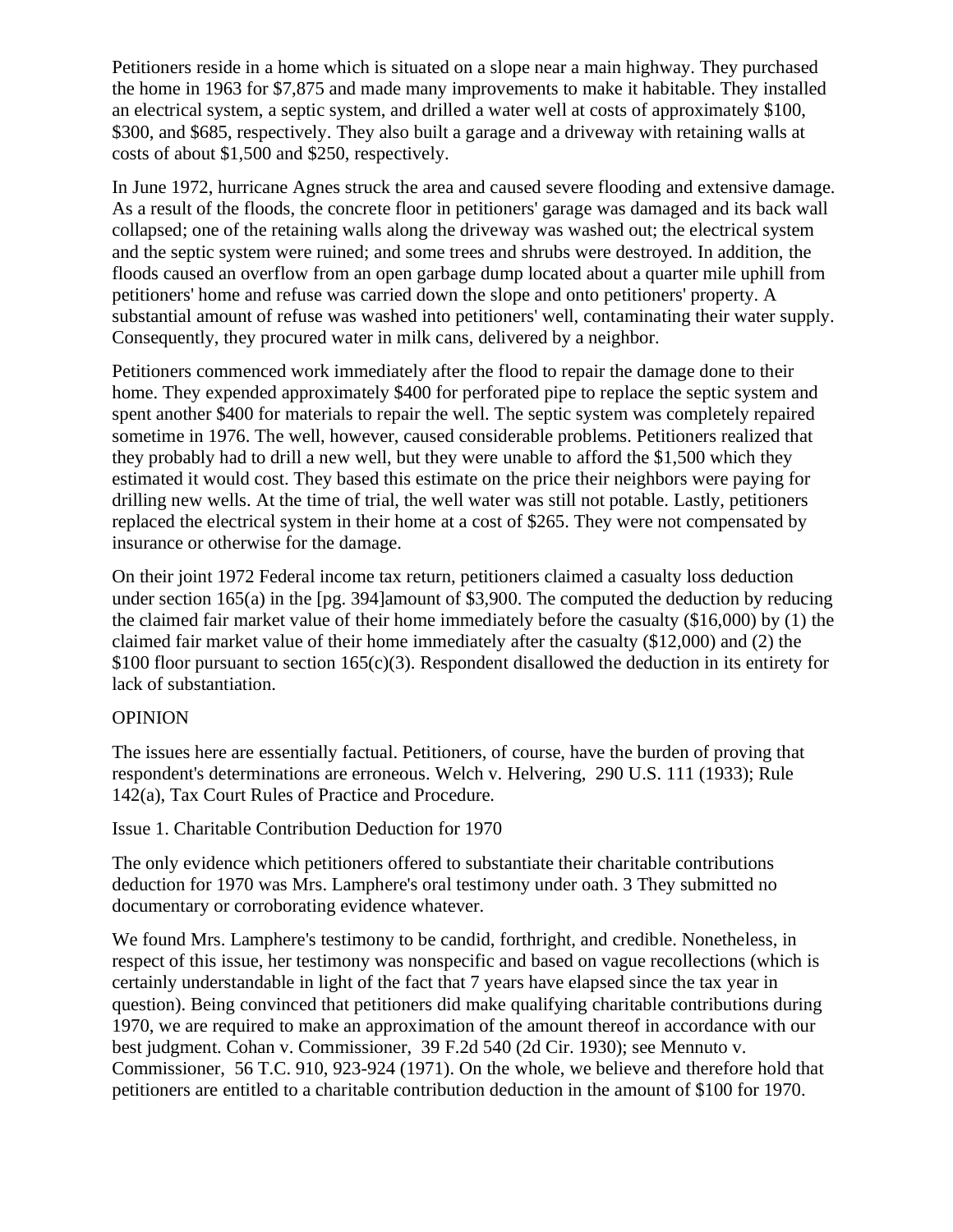Petitioners reside in a home which is situated on a slope near a main highway. They purchased the home in 1963 for $7,875 and made many improvements to make it habitable. They installed an electrical system, a septic system, and drilled a water well at costs of approximately $100, $300, and $685, respectively. They also built a garage and a driveway with retaining walls at costs of about $1,500 and $250, respectively.

In June 1972, hurricane Agnes struck the area and caused severe flooding and extensive damage. As a result of the floods, the concrete floor in petitioners' garage was damaged and its back wall collapsed; one of the retaining walls along the driveway was washed out; the electrical system and the septic system were ruined; and some trees and shrubs were destroyed. In addition, the floods caused an overflow from an open garbage dump located about a quarter mile uphill from petitioners' home and refuse was carried down the slope and onto petitioners' property. A substantial amount of refuse was washed into petitioners' well, contaminating their water supply. Consequently, they procured water in milk cans, delivered by a neighbor.

Petitioners commenced work immediately after the flood to repair the damage done to their home. They expended approximately $400 for perforated pipe to replace the septic system and spent another $400 for materials to repair the well. The septic system was completely repaired sometime in 1976. The well, however, caused considerable problems. Petitioners realized that they probably had to drill a new well, but they were unable to afford the $1,500 which they estimated it would cost. They based this estimate on the price their neighbors were paying for drilling new wells. At the time of trial, the well water was still not potable. Lastly, petitioners replaced the electrical system in their home at a cost of $265. They were not compensated by insurance or otherwise for the damage.

On their joint 1972 Federal income tax return, petitioners claimed a casualty loss deduction under section 165(a) in the [pg. 394]amount of $3,900. The computed the deduction by reducing the claimed fair market value of their home immediately before the casualty ($16,000) by (1) the claimed fair market value of their home immediately after the casualty ($12,000) and (2) the $100 floor pursuant to section 165(c)(3). Respondent disallowed the deduction in its entirety for lack of substantiation.

## OPINION

The issues here are essentially factual. Petitioners, of course, have the burden of proving that respondent's determinations are erroneous. Welch v. Helvering, 290 U.S. 111 (1933); Rule 142(a), Tax Court Rules of Practice and Procedure.

### Issue 1. Charitable Contribution Deduction for 1970

The only evidence which petitioners offered to substantiate their charitable contributions deduction for 1970 was Mrs. Lamphere's oral testimony under oath. 3 They submitted no documentary or corroborating evidence whatever.

We found Mrs. Lamphere's testimony to be candid, forthright, and credible. Nonetheless, in respect of this issue, her testimony was nonspecific and based on vague recollections (which is certainly understandable in light of the fact that 7 years have elapsed since the tax year in question). Being convinced that petitioners did make qualifying charitable contributions during 1970, we are required to make an approximation of the amount thereof in accordance with our best judgment. Cohan v. Commissioner, 39 F.2d 540 (2d Cir. 1930); see Mennuto v. Commissioner, 56 T.C. 910, 923-924 (1971). On the whole, we believe and therefore hold that petitioners are entitled to a charitable contribution deduction in the amount of $100 for 1970.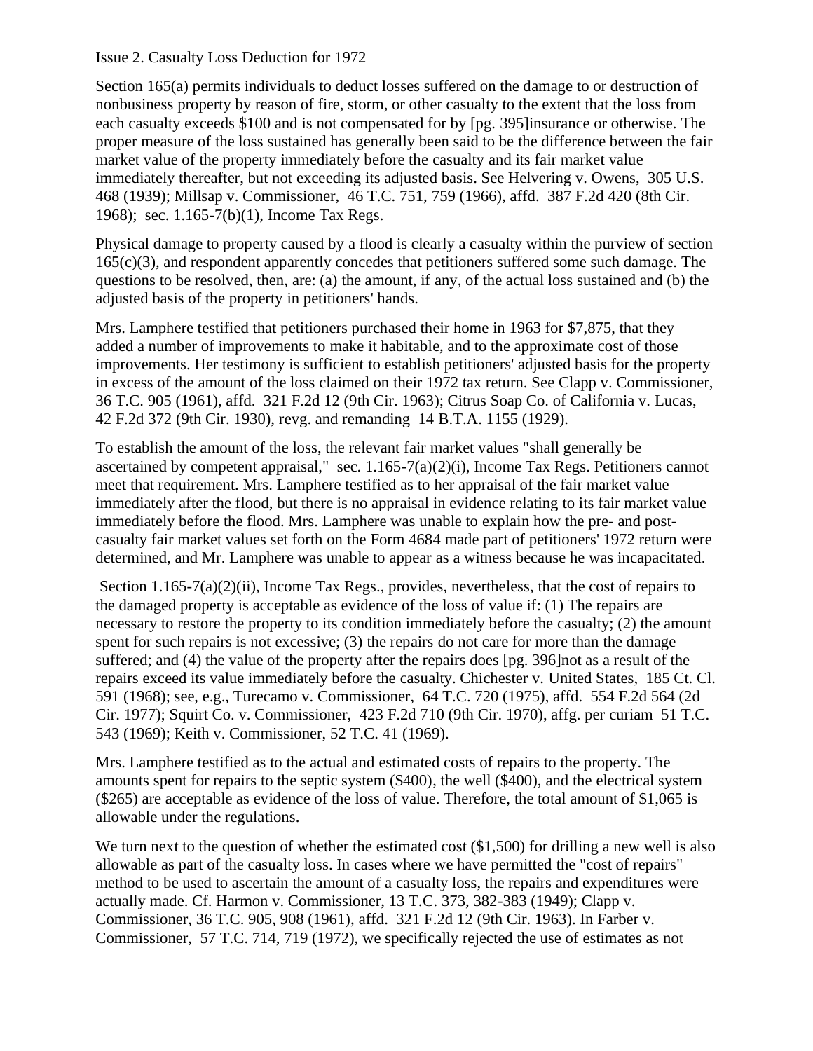Issue 2. Casualty Loss Deduction for 1972

Section 165(a) permits individuals to deduct losses suffered on the damage to or destruction of nonbusiness property by reason of fire, storm, or other casualty to the extent that the loss from each casualty exceeds $100 and is not compensated for by [pg. 395]insurance or otherwise. The proper measure of the loss sustained has generally been said to be the difference between the fair market value of the property immediately before the casualty and its fair market value immediately thereafter, but not exceeding its adjusted basis. See Helvering v. Owens, 305 U.S. 468 (1939); Millsap v. Commissioner, 46 T.C. 751, 759 (1966), affd. 387 F.2d 420 (8th Cir. 1968); sec. 1.165-7(b)(1), Income Tax Regs.

Physical damage to property caused by a flood is clearly a casualty within the purview of section 165(c)(3), and respondent apparently concedes that petitioners suffered some such damage. The questions to be resolved, then, are: (a) the amount, if any, of the actual loss sustained and (b) the adjusted basis of the property in petitioners' hands.

Mrs. Lamphere testified that petitioners purchased their home in 1963 for $7,875, that they added a number of improvements to make it habitable, and to the approximate cost of those improvements. Her testimony is sufficient to establish petitioners' adjusted basis for the property in excess of the amount of the loss claimed on their 1972 tax return. See Clapp v. Commissioner, 36 T.C. 905 (1961), affd. 321 F.2d 12 (9th Cir. 1963); Citrus Soap Co. of California v. Lucas, 42 F.2d 372 (9th Cir. 1930), revg. and remanding 14 B.T.A. 1155 (1929).

To establish the amount of the loss, the relevant fair market values "shall generally be ascertained by competent appraisal," sec. 1.165-7(a)(2)(i), Income Tax Regs. Petitioners cannot meet that requirement. Mrs. Lamphere testified as to her appraisal of the fair market value immediately after the flood, but there is no appraisal in evidence relating to its fair market value immediately before the flood. Mrs. Lamphere was unable to explain how the pre- and post-casualty fair market values set forth on the Form 4684 made part of petitioners' 1972 return were determined, and Mr. Lamphere was unable to appear as a witness because he was incapacitated.

Section 1.165-7(a)(2)(ii), Income Tax Regs., provides, nevertheless, that the cost of repairs to the damaged property is acceptable as evidence of the loss of value if: (1) The repairs are necessary to restore the property to its condition immediately before the casualty; (2) the amount spent for such repairs is not excessive; (3) the repairs do not care for more than the damage suffered; and (4) the value of the property after the repairs does [pg. 396]not as a result of the repairs exceed its value immediately before the casualty. Chichester v. United States, 185 Ct. Cl. 591 (1968); see, e.g., Turecamo v. Commissioner, 64 T.C. 720 (1975), affd. 554 F.2d 564 (2d Cir. 1977); Squirt Co. v. Commissioner, 423 F.2d 710 (9th Cir. 1970), affg. per curiam 51 T.C. 543 (1969); Keith v. Commissioner, 52 T.C. 41 (1969).

Mrs. Lamphere testified as to the actual and estimated costs of repairs to the property. The amounts spent for repairs to the septic system ($400), the well ($400), and the electrical system ($265) are acceptable as evidence of the loss of value. Therefore, the total amount of $1,065 is allowable under the regulations.

We turn next to the question of whether the estimated cost ($1,500) for drilling a new well is also allowable as part of the casualty loss. In cases where we have permitted the "cost of repairs" method to be used to ascertain the amount of a casualty loss, the repairs and expenditures were actually made. Cf. Harmon v. Commissioner, 13 T.C. 373, 382-383 (1949); Clapp v. Commissioner, 36 T.C. 905, 908 (1961), affd. 321 F.2d 12 (9th Cir. 1963). In Farber v. Commissioner, 57 T.C. 714, 719 (1972), we specifically rejected the use of estimates as not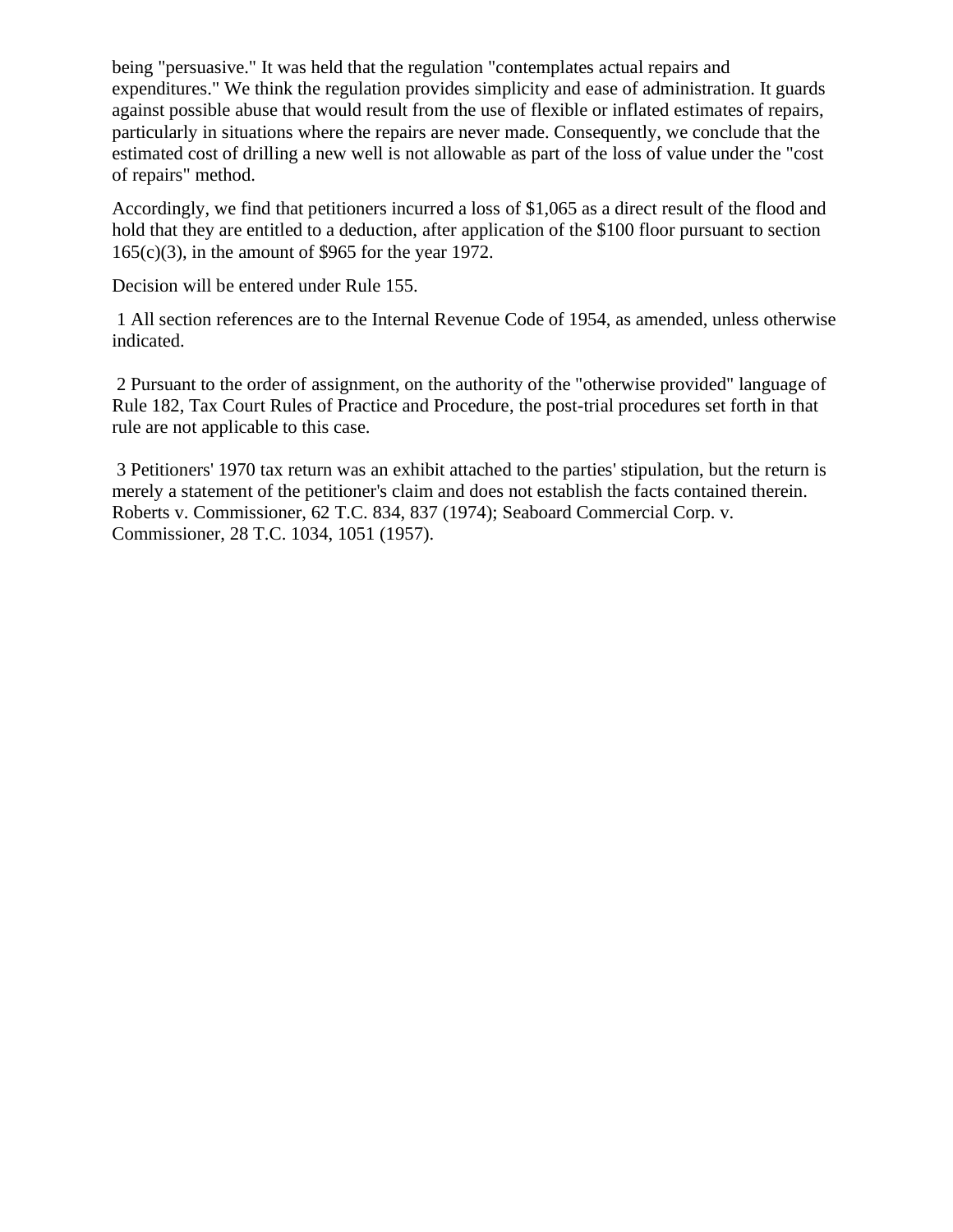being "persuasive." It was held that the regulation "contemplates actual repairs and expenditures." We think the regulation provides simplicity and ease of administration. It guards against possible abuse that would result from the use of flexible or inflated estimates of repairs, particularly in situations where the repairs are never made. Consequently, we conclude that the estimated cost of drilling a new well is not allowable as part of the loss of value under the "cost of repairs" method.

Accordingly, we find that petitioners incurred a loss of $1,065 as a direct result of the flood and hold that they are entitled to a deduction, after application of the $100 floor pursuant to section 165(c)(3), in the amount of $965 for the year 1972.

Decision will be entered under Rule 155.

1 All section references are to the Internal Revenue Code of 1954, as amended, unless otherwise indicated.

2 Pursuant to the order of assignment, on the authority of the "otherwise provided" language of Rule 182, Tax Court Rules of Practice and Procedure, the post-trial procedures set forth in that rule are not applicable to this case.

3 Petitioners' 1970 tax return was an exhibit attached to the parties' stipulation, but the return is merely a statement of the petitioner's claim and does not establish the facts contained therein. Roberts v. Commissioner, 62 T.C. 834, 837 (1974); Seaboard Commercial Corp. v. Commissioner, 28 T.C. 1034, 1051 (1957).